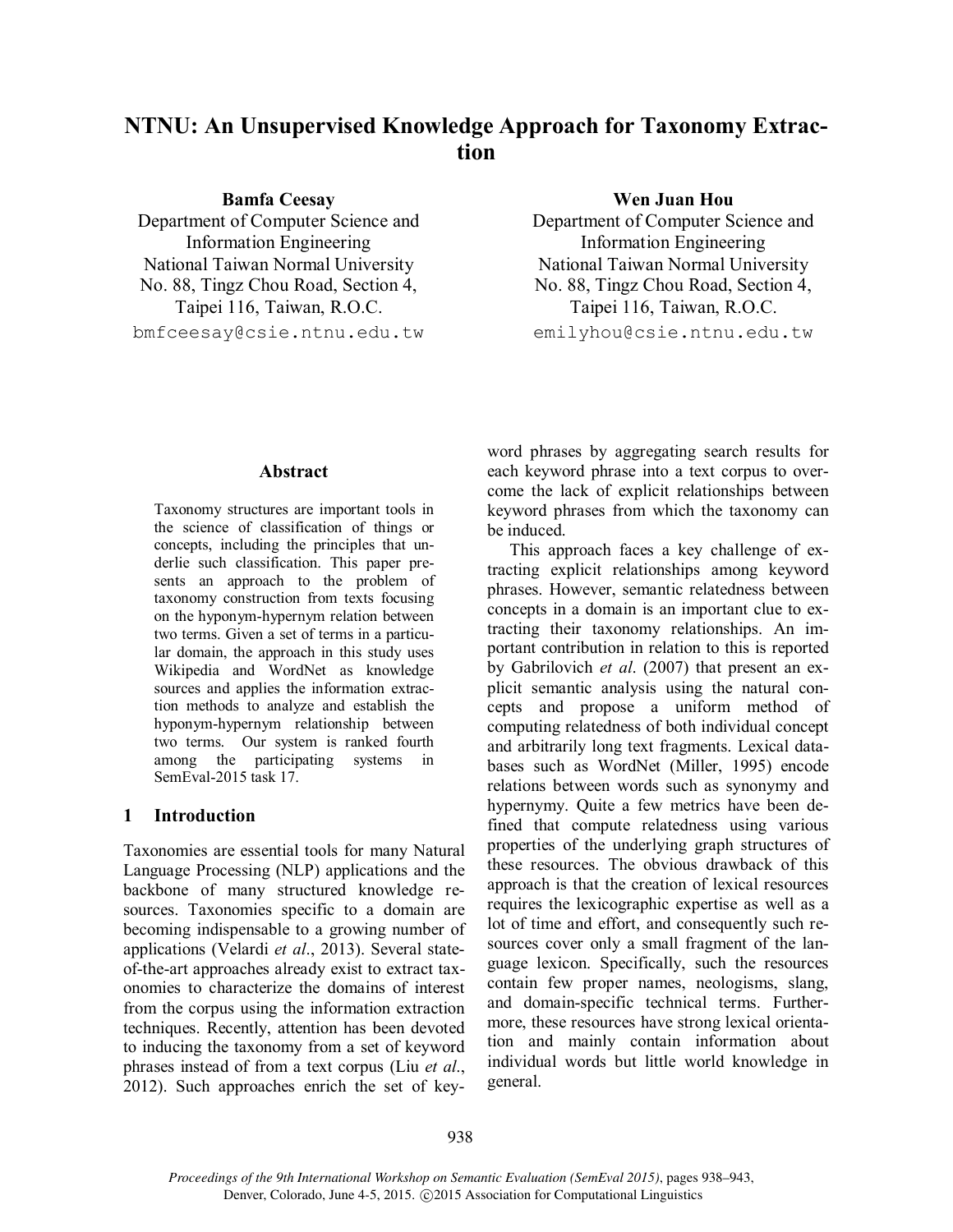# NTNU: An Unsupervised Knowledge Approach for Taxonomy Extraction

**Bamfa Ceesay**
Department of Computer Science and Information Engineering
National Taiwan Normal University
No. 88, Tingz Chou Road, Section 4,
Taipei 116, Taiwan, R.O.C.
bmfceesay@csie.ntnu.edu.tw

**Wen Juan Hou**
Department of Computer Science and Information Engineering
National Taiwan Normal University
No. 88, Tingz Chou Road, Section 4,
Taipei 116, Taiwan, R.O.C.
emilyhou@csie.ntnu.edu.tw

## Abstract

Taxonomy structures are important tools in the science of classification of things or concepts, including the principles that underlie such classification. This paper presents an approach to the problem of taxonomy construction from texts focusing on the hyponym-hypernym relation between two terms. Given a set of terms in a particular domain, the approach in this study uses Wikipedia and WordNet as knowledge sources and applies the information extraction methods to analyze and establish the hyponym-hypernym relationship between two terms. Our system is ranked fourth among the participating systems in SemEval-2015 task 17.

## 1 Introduction

Taxonomies are essential tools for many Natural Language Processing (NLP) applications and the backbone of many structured knowledge resources. Taxonomies specific to a domain are becoming indispensable to a growing number of applications (Velardi *et al*., 2013). Several state-of-the-art approaches already exist to extract taxonomies to characterize the domains of interest from the corpus using the information extraction techniques. Recently, attention has been devoted to inducing the taxonomy from a set of keyword phrases instead of from a text corpus (Liu *et al*., 2012). Such approaches enrich the set of keyword phrases by aggregating search results for each keyword phrase into a text corpus to overcome the lack of explicit relationships between keyword phrases from which the taxonomy can be induced.

This approach faces a key challenge of extracting explicit relationships among keyword phrases. However, semantic relatedness between concepts in a domain is an important clue to extracting their taxonomy relationships. An important contribution in relation to this is reported by Gabrilovich *et al*. (2007) that present an explicit semantic analysis using the natural concepts and propose a uniform method of computing relatedness of both individual concept and arbitrarily long text fragments. Lexical databases such as WordNet (Miller, 1995) encode relations between words such as synonymy and hypernymy. Quite a few metrics have been defined that compute relatedness using various properties of the underlying graph structures of these resources. The obvious drawback of this approach is that the creation of lexical resources requires the lexicographic expertise as well as a lot of time and effort, and consequently such resources cover only a small fragment of the language lexicon. Specifically, such the resources contain few proper names, neologisms, slang, and domain-specific technical terms. Furthermore, these resources have strong lexical orientation and mainly contain information about individual words but little world knowledge in general.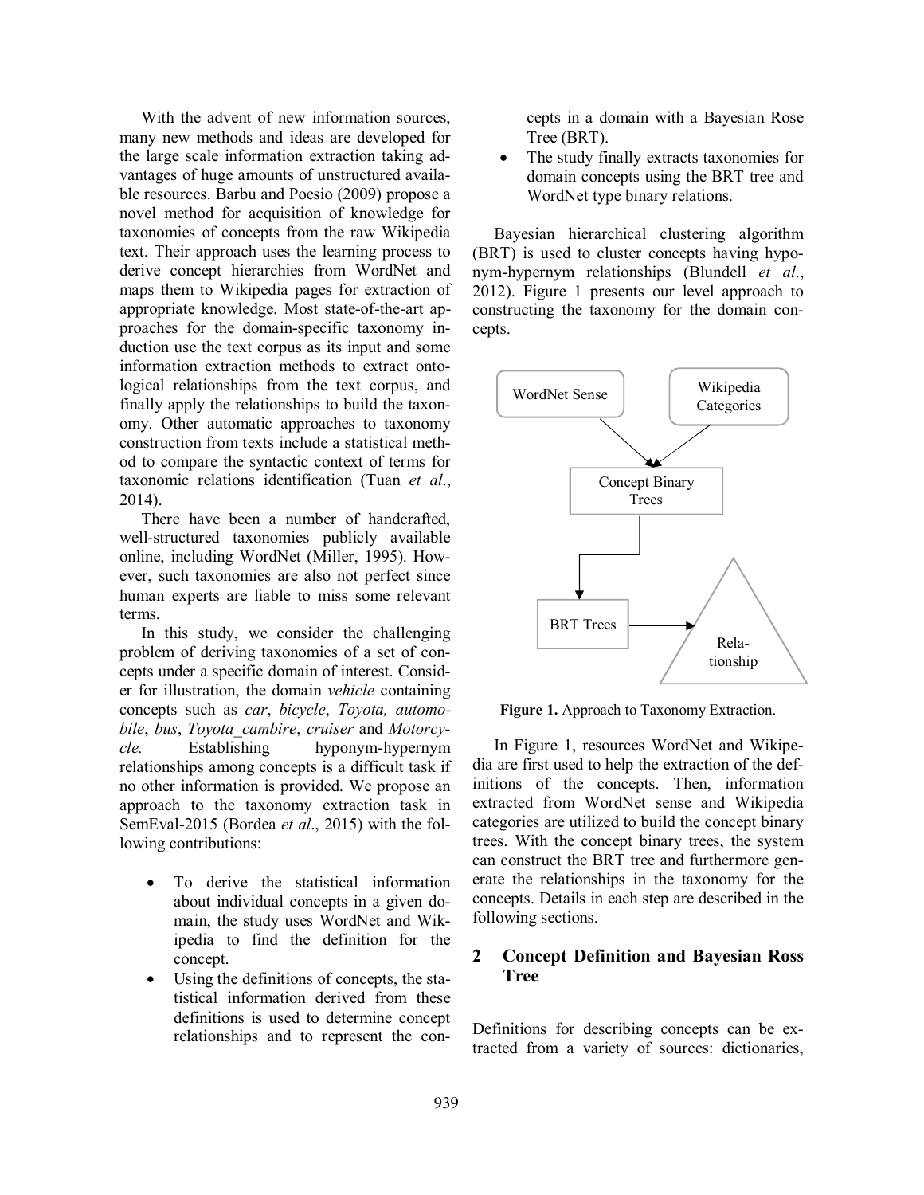With the advent of new information sources, many new methods and ideas are developed for the large scale information extraction taking advantages of huge amounts of unstructured available resources. Barbu and Poesio (2009) propose a novel method for acquisition of knowledge for taxonomies of concepts from the raw Wikipedia text. Their approach uses the learning process to derive concept hierarchies from WordNet and maps them to Wikipedia pages for extraction of appropriate knowledge. Most state-of-the-art approaches for the domain-specific taxonomy induction use the text corpus as its input and some information extraction methods to extract ontological relationships from the text corpus, and finally apply the relationships to build the taxonomy. Other automatic approaches to taxonomy construction from texts include a statistical method to compare the syntactic context of terms for taxonomic relations identification (Tuan *et al*., 2014).

There have been a number of handcrafted, well-structured taxonomies publicly available online, including WordNet (Miller, 1995). However, such taxonomies are also not perfect since human experts are liable to miss some relevant terms.

In this study, we consider the challenging problem of deriving taxonomies of a set of concepts under a specific domain of interest. Consider for illustration, the domain *vehicle* containing concepts such as *car*, *bicycle*, *Toyota, automobile*, *bus*, *Toyota_cambire*, *cruiser* and *Motorcycle.* Establishing hyponym-hypernym relationships among concepts is a difficult task if no other information is provided. We propose an approach to the taxonomy extraction task in SemEval-2015 (Bordea *et al*., 2015) with the following contributions:

- To derive the statistical information about individual concepts in a given domain, the study uses WordNet and Wikipedia to find the definition for the concept.
- Using the definitions of concepts, the statistical information derived from these definitions is used to determine concept relationships and to represent the concepts in a domain with a Bayesian Rose Tree (BRT).
- The study finally extracts taxonomies for domain concepts using the BRT tree and WordNet type binary relations.

Bayesian hierarchical clustering algorithm (BRT) is used to cluster concepts having hyponym-hypernym relationships (Blundell *et al*., 2012). Figure 1 presents our level approach to constructing the taxonomy for the domain concepts.

**Figure 1.** Approach to Taxonomy Extraction.

In Figure 1, resources WordNet and Wikipedia are first used to help the extraction of the definitions of the concepts. Then, information extracted from WordNet sense and Wikipedia categories are utilized to build the concept binary trees. With the concept binary trees, the system can construct the BRT tree and furthermore generate the relationships in the taxonomy for the concepts. Details in each step are described in the following sections.

## 2 Concept Definition and Bayesian Ross Tree

Definitions for describing concepts can be extracted from a variety of sources: dictionaries,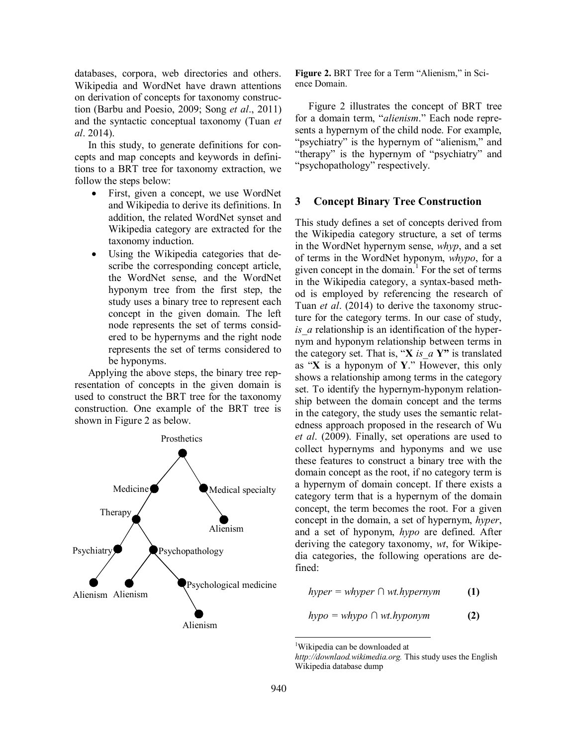databases, corpora, web directories and others. Wikipedia and WordNet have drawn attentions on derivation of concepts for taxonomy construction (Barbu and Poesio, 2009; Song *et al*., 2011) and the syntactic conceptual taxonomy (Tuan *et al*. 2014).

In this study, to generate definitions for concepts and map concepts and keywords in definitions to a BRT tree for taxonomy extraction, we follow the steps below:

- First, given a concept, we use WordNet and Wikipedia to derive its definitions. In addition, the related WordNet synset and Wikipedia category are extracted for the taxonomy induction.
- Using the Wikipedia categories that describe the corresponding concept article, the WordNet sense, and the WordNet hyponym tree from the first step, the study uses a binary tree to represent each concept in the given domain. The left node represents the set of terms considered to be hypernyms and the right node represents the set of terms considered to be hyponyms.

Applying the above steps, the binary tree representation of concepts in the given domain is used to construct the BRT tree for the taxonomy construction. One example of the BRT tree is shown in Figure 2 as below.

**Figure 2.** BRT Tree for a Term "Alienism," in Science Domain.

Figure 2 illustrates the concept of BRT tree for a domain term, "*alienism*." Each node represents a hypernym of the child node. For example, "psychiatry" is the hypernym of "alienism," and "therapy" is the hypernym of "psychiatry" and "psychopathology" respectively.

## 3 Concept Binary Tree Construction

This study defines a set of concepts derived from the Wikipedia category structure, a set of terms in the WordNet hypernym sense, *whyp*, and a set of terms in the WordNet hyponym, *whypo*, for a given concept in the domain.[1] For the set of terms in the Wikipedia category, a syntax-based method is employed by referencing the research of Tuan *et al*. (2014) to derive the taxonomy structure for the category terms. In our case of study, *is_a* relationship is an identification of the hypernym and hyponym relationship between terms in the category set. That is, "**X** *is_a* **Y**" is translated as "**X** is a hyponym of **Y**." However, this only shows a relationship among terms in the category set. To identify the hypernym-hyponym relationship between the domain concept and the terms in the category, the study uses the semantic relatedness approach proposed in the research of Wu *et al*. (2009). Finally, set operations are used to collect hypernyms and hyponyms and we use these features to construct a binary tree with the domain concept as the root, if no category term is a hypernym of domain concept. If there exists a category term that is a hypernym of the domain concept, the term becomes the root. For a given concept in the domain, a set of hypernym, *hyper*, and a set of hyponym, *hypo* are defined. After deriving the category taxonomy, *wt*, for Wikipedia categories, the following operations are defined:

$$hyper = whyper \cap wt.hypernym \quad \textbf{(1)}$$

$$hypo = whypo \cap wt.hyponym \quad \textbf{(2)}$$

[1]Wikipedia can be downloaded at *http://downlaod.wikimedia.org.* This study uses the English Wikipedia database dump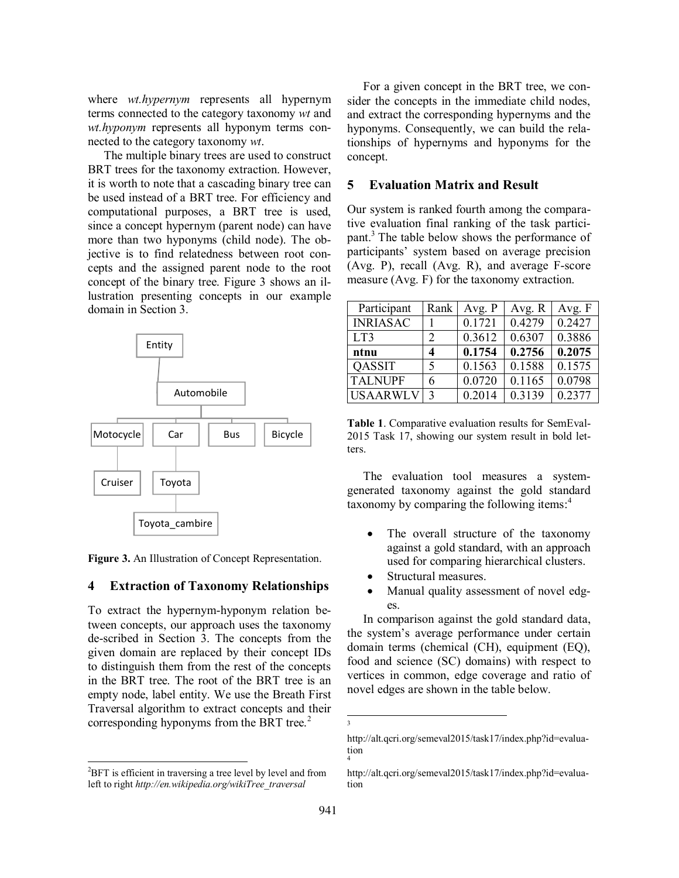where *wt.hypernym* represents all hypernym terms connected to the category taxonomy *wt* and *wt.hyponym* represents all hyponym terms connected to the category taxonomy *wt*.

The multiple binary trees are used to construct BRT trees for the taxonomy extraction. However, it is worth to note that a cascading binary tree can be used instead of a BRT tree. For efficiency and computational purposes, a BRT tree is used, since a concept hypernym (parent node) can have more than two hyponyms (child node). The objective is to find relatedness between root concepts and the assigned parent node to the root concept of the binary tree. Figure 3 shows an illustration presenting concepts in our example domain in Section 3.

Entity

Automobile

Motocycle | Car | Bus | Bicycle

Cruiser | Toyota

Toyota_cambire

**Figure 3.** An Illustration of Concept Representation.

## 4 Extraction of Taxonomy Relationships

To extract the hypernym-hyponym relation between concepts, our approach uses the taxonomy de-scribed in Section 3. The concepts from the given domain are replaced by their concept IDs to distinguish them from the rest of the concepts in the BRT tree. The root of the BRT tree is an empty node, label entity. We use the Breath First Traversal algorithm to extract concepts and their corresponding hyponyms from the BRT tree.[2]

For a given concept in the BRT tree, we consider the concepts in the immediate child nodes, and extract the corresponding hypernyms and the hyponyms. Consequently, we can build the relationships of hypernyms and hyponyms for the concept.

## 5 Evaluation Matrix and Result

Our system is ranked fourth among the comparative evaluation final ranking of the task participant.[3] The table below shows the performance of participants' system based on average precision (Avg. P), recall (Avg. R), and average F-score measure (Avg. F) for the taxonomy extraction.

| Participant | Rank | Avg. P | Avg. R | Avg. F |
|---|---|---|---|---|
| INRIASAC | 1 | 0.1721 | 0.4279 | 0.2427 |
| LT3 | 2 | 0.3612 | 0.6307 | 0.3886 |
| **ntnu** | **4** | **0.1754** | **0.2756** | **0.2075** |
| QASSIT | 5 | 0.1563 | 0.1588 | 0.1575 |
| TALNUPF | 6 | 0.0720 | 0.1165 | 0.0798 |
| USAARWLV | 3 | 0.2014 | 0.3139 | 0.2377 |

**Table 1**. Comparative evaluation results for SemEval-2015 Task 17, showing our system result in bold letters.

The evaluation tool measures a system-generated taxonomy against the gold standard taxonomy by comparing the following items:[4]

- The overall structure of the taxonomy against a gold standard, with an approach used for comparing hierarchical clusters.
- Structural measures.
- Manual quality assessment of novel edges.

In comparison against the gold standard data, the system's average performance under certain domain terms (chemical (CH), equipment (EQ), food and science (SC) domains) with respect to vertices in common, edge coverage and ratio of novel edges are shown in the table below.

[2] BFT is efficient in traversing a tree level by level and from left to right *http://en.wikipedia.org/wikiTree_traversal*

[3] http://alt.qcri.org/semeval2015/task17/index.php?id=evaluation

[4] http://alt.qcri.org/semeval2015/task17/index.php?id=evaluation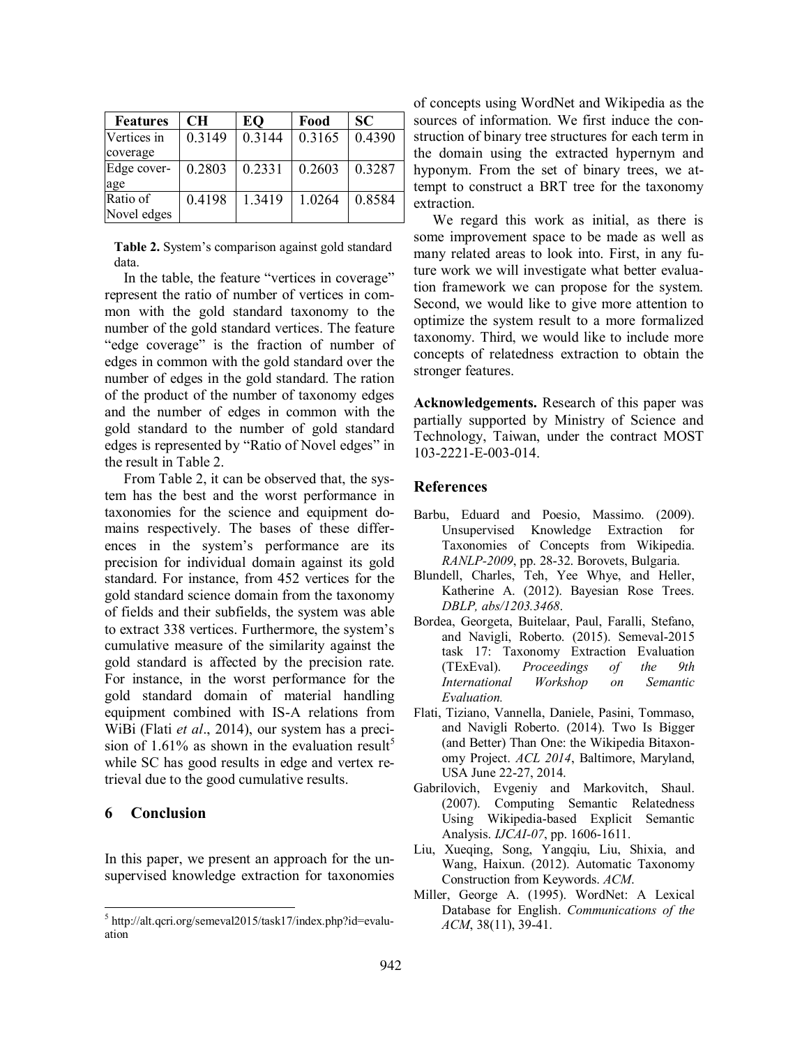| Features | CH | EQ | Food | SC |
|---|---|---|---|---|
| Vertices in coverage | 0.3149 | 0.3144 | 0.3165 | 0.4390 |
| Edge coverage | 0.2803 | 0.2331 | 0.2603 | 0.3287 |
| Ratio of Novel edges | 0.4198 | 1.3419 | 1.0264 | 0.8584 |

**Table 2.** System's comparison against gold standard data.

In the table, the feature "vertices in coverage" represent the ratio of number of vertices in common with the gold standard taxonomy to the number of the gold standard vertices. The feature "edge coverage" is the fraction of number of edges in common with the gold standard over the number of edges in the gold standard. The ration of the product of the number of taxonomy edges and the number of edges in common with the gold standard to the number of gold standard edges is represented by "Ratio of Novel edges" in the result in Table 2.

From Table 2, it can be observed that, the system has the best and the worst performance in taxonomies for the science and equipment domains respectively. The bases of these differences in the system's performance are its precision for individual domain against its gold standard. For instance, from 452 vertices for the gold standard science domain from the taxonomy of fields and their subfields, the system was able to extract 338 vertices. Furthermore, the system's cumulative measure of the similarity against the gold standard is affected by the precision rate. For instance, in the worst performance for the gold standard domain of material handling equipment combined with IS-A relations from WiBi (Flati *et al*., 2014), our system has a precision of 1.61% as shown in the evaluation result[5] while SC has good results in edge and vertex retrieval due to the good cumulative results.

## 6 Conclusion

In this paper, we present an approach for the unsupervised knowledge extraction for taxonomies of concepts using WordNet and Wikipedia as the sources of information. We first induce the construction of binary tree structures for each term in the domain using the extracted hypernym and hyponym. From the set of binary trees, we attempt to construct a BRT tree for the taxonomy extraction.

We regard this work as initial, as there is some improvement space to be made as well as many related areas to look into. First, in any future work we will investigate what better evaluation framework we can propose for the system. Second, we would like to give more attention to optimize the system result to a more formalized taxonomy. Third, we would like to include more concepts of relatedness extraction to obtain the stronger features.

**Acknowledgements.** Research of this paper was partially supported by Ministry of Science and Technology, Taiwan, under the contract MOST 103-2221-E-003-014.

## References

Barbu, Eduard and Poesio, Massimo. (2009). Unsupervised Knowledge Extraction for Taxonomies of Concepts from Wikipedia. *RANLP-2009*, pp. 28-32. Borovets, Bulgaria.

Blundell, Charles, Teh, Yee Whye, and Heller, Katherine A. (2012). Bayesian Rose Trees. *DBLP, abs/1203.3468*.

Bordea, Georgeta, Buitelaar, Paul, Faralli, Stefano, and Navigli, Roberto. (2015). Semeval-2015 task 17: Taxonomy Extraction Evaluation (TExEval). *Proceedings of the 9th International Workshop on Semantic Evaluation.*

Flati, Tiziano, Vannella, Daniele, Pasini, Tommaso, and Navigli Roberto. (2014). Two Is Bigger (and Better) Than One: the Wikipedia Bitaxonomy Project. *ACL 2014*, Baltimore, Maryland, USA June 22-27, 2014.

Gabrilovich, Evgeniy and Markovitch, Shaul. (2007). Computing Semantic Relatedness Using Wikipedia-based Explicit Semantic Analysis. *IJCAI-07*, pp. 1606-1611.

Liu, Xueqing, Song, Yangqiu, Liu, Shixia, and Wang, Haixun. (2012). Automatic Taxonomy Construction from Keywords. *ACM*.

Miller, George A. (1995). WordNet: A Lexical Database for English. *Communications of the ACM*, 38(11), 39-41.

[5] http://alt.qcri.org/semeval2015/task17/index.php?id=evaluation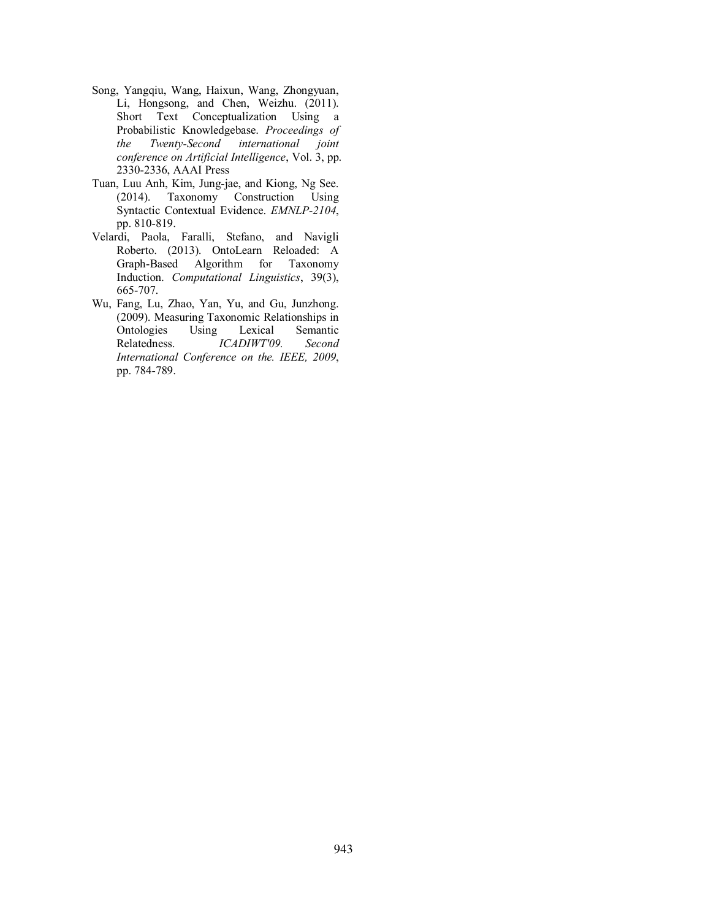Song, Yangqiu, Wang, Haixun, Wang, Zhongyuan, Li, Hongsong, and Chen, Weizhu. (2011). Short Text Conceptualization Using a Probabilistic Knowledgebase. *Proceedings of the Twenty-Second international joint conference on Artificial Intelligence*, Vol. 3, pp. 2330-2336, AAAI Press

Tuan, Luu Anh, Kim, Jung-jae, and Kiong, Ng See. (2014). Taxonomy Construction Using Syntactic Contextual Evidence. *EMNLP-2104*, pp. 810-819.

Velardi, Paola, Faralli, Stefano, and Navigli Roberto. (2013). OntoLearn Reloaded: A Graph-Based Algorithm for Taxonomy Induction. *Computational Linguistics*, 39(3), 665-707.

Wu, Fang, Lu, Zhao, Yan, Yu, and Gu, Junzhong. (2009). Measuring Taxonomic Relationships in Ontologies Using Lexical Semantic Relatedness. *ICADIWT'09. Second International Conference on the. IEEE, 2009*, pp. 784-789.